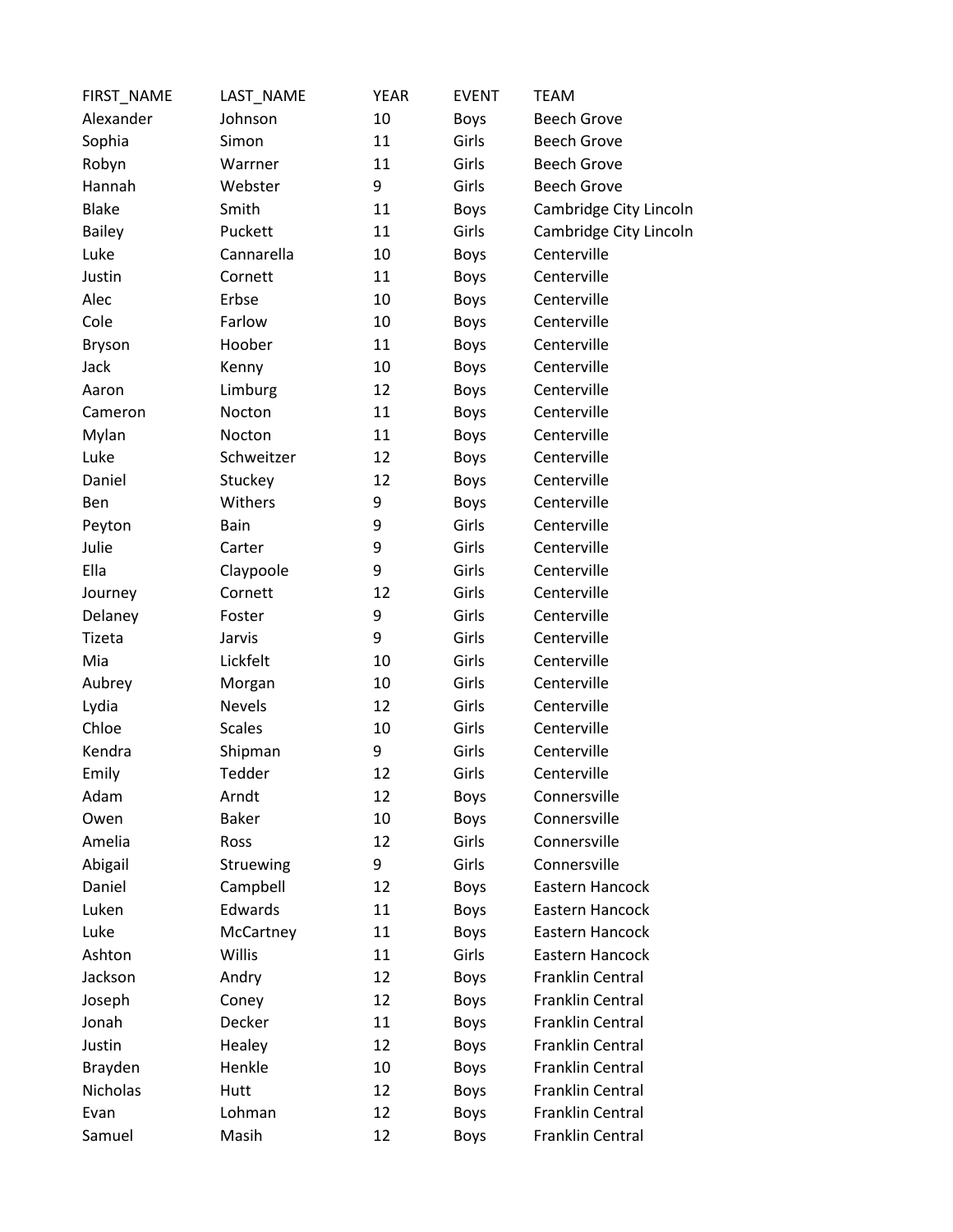| FIRST_NAME | LAST_NAME | YEAR | EVENT | TEAM |
|---|---|---|---|---|
| Alexander | Johnson | 10 | Boys | Beech Grove |
| Sophia | Simon | 11 | Girls | Beech Grove |
| Robyn | Warrner | 11 | Girls | Beech Grove |
| Hannah | Webster | 9 | Girls | Beech Grove |
| Blake | Smith | 11 | Boys | Cambridge City Lincoln |
| Bailey | Puckett | 11 | Girls | Cambridge City Lincoln |
| Luke | Cannarella | 10 | Boys | Centerville |
| Justin | Cornett | 11 | Boys | Centerville |
| Alec | Erbse | 10 | Boys | Centerville |
| Cole | Farlow | 10 | Boys | Centerville |
| Bryson | Hoober | 11 | Boys | Centerville |
| Jack | Kenny | 10 | Boys | Centerville |
| Aaron | Limburg | 12 | Boys | Centerville |
| Cameron | Nocton | 11 | Boys | Centerville |
| Mylan | Nocton | 11 | Boys | Centerville |
| Luke | Schweitzer | 12 | Boys | Centerville |
| Daniel | Stuckey | 12 | Boys | Centerville |
| Ben | Withers | 9 | Boys | Centerville |
| Peyton | Bain | 9 | Girls | Centerville |
| Julie | Carter | 9 | Girls | Centerville |
| Ella | Claypoole | 9 | Girls | Centerville |
| Journey | Cornett | 12 | Girls | Centerville |
| Delaney | Foster | 9 | Girls | Centerville |
| Tizeta | Jarvis | 9 | Girls | Centerville |
| Mia | Lickfelt | 10 | Girls | Centerville |
| Aubrey | Morgan | 10 | Girls | Centerville |
| Lydia | Nevels | 12 | Girls | Centerville |
| Chloe | Scales | 10 | Girls | Centerville |
| Kendra | Shipman | 9 | Girls | Centerville |
| Emily | Tedder | 12 | Girls | Centerville |
| Adam | Arndt | 12 | Boys | Connersville |
| Owen | Baker | 10 | Boys | Connersville |
| Amelia | Ross | 12 | Girls | Connersville |
| Abigail | Struewing | 9 | Girls | Connersville |
| Daniel | Campbell | 12 | Boys | Eastern Hancock |
| Luken | Edwards | 11 | Boys | Eastern Hancock |
| Luke | McCartney | 11 | Boys | Eastern Hancock |
| Ashton | Willis | 11 | Girls | Eastern Hancock |
| Jackson | Andry | 12 | Boys | Franklin Central |
| Joseph | Coney | 12 | Boys | Franklin Central |
| Jonah | Decker | 11 | Boys | Franklin Central |
| Justin | Healey | 12 | Boys | Franklin Central |
| Brayden | Henkle | 10 | Boys | Franklin Central |
| Nicholas | Hutt | 12 | Boys | Franklin Central |
| Evan | Lohman | 12 | Boys | Franklin Central |
| Samuel | Masih | 12 | Boys | Franklin Central |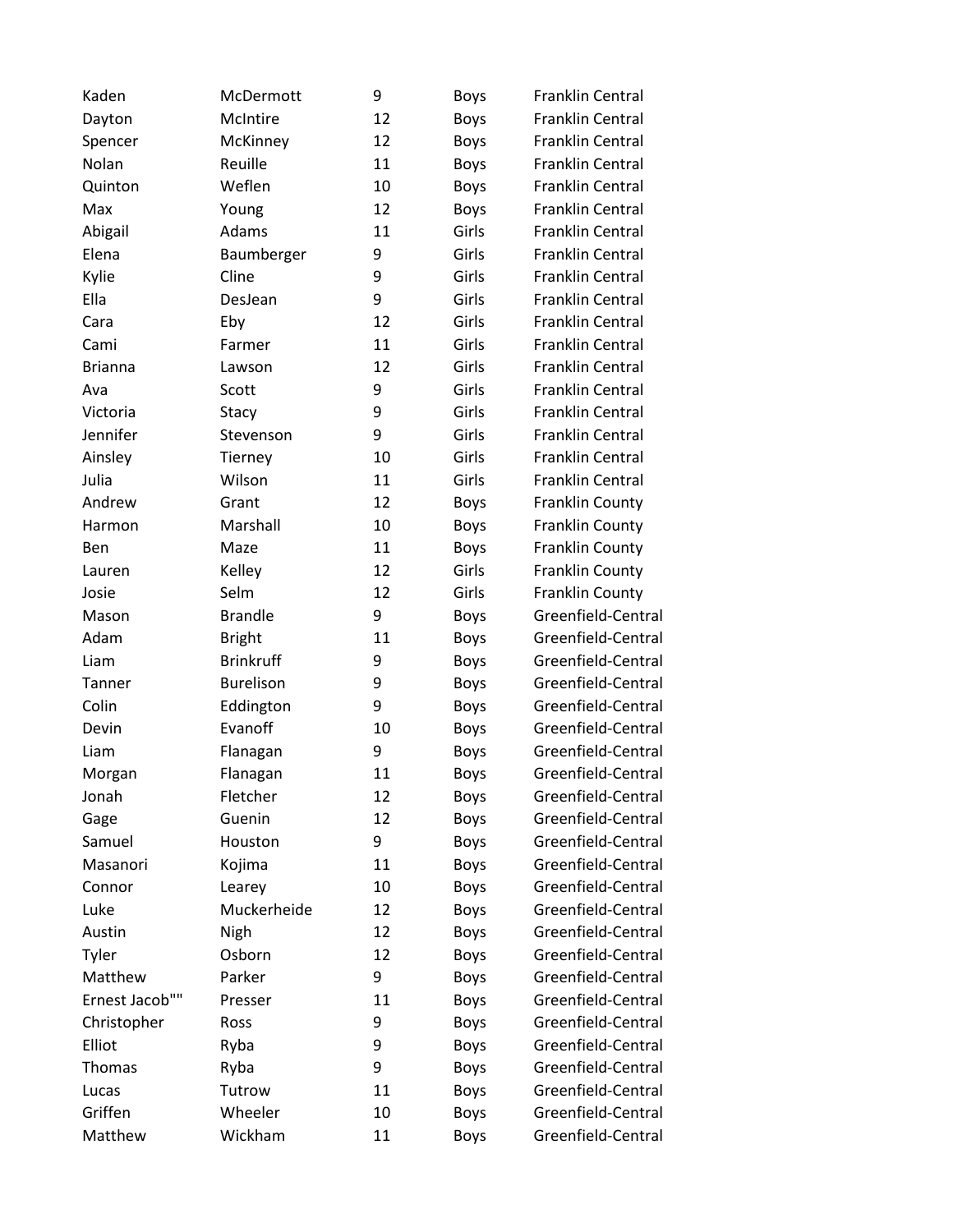| | | | | |
|---|---|---|---|---|
| Kaden | McDermott | 9 | Boys | Franklin Central |
| Dayton | McIntire | 12 | Boys | Franklin Central |
| Spencer | McKinney | 12 | Boys | Franklin Central |
| Nolan | Reuille | 11 | Boys | Franklin Central |
| Quinton | Weflen | 10 | Boys | Franklin Central |
| Max | Young | 12 | Boys | Franklin Central |
| Abigail | Adams | 11 | Girls | Franklin Central |
| Elena | Baumberger | 9 | Girls | Franklin Central |
| Kylie | Cline | 9 | Girls | Franklin Central |
| Ella | DesJean | 9 | Girls | Franklin Central |
| Cara | Eby | 12 | Girls | Franklin Central |
| Cami | Farmer | 11 | Girls | Franklin Central |
| Brianna | Lawson | 12 | Girls | Franklin Central |
| Ava | Scott | 9 | Girls | Franklin Central |
| Victoria | Stacy | 9 | Girls | Franklin Central |
| Jennifer | Stevenson | 9 | Girls | Franklin Central |
| Ainsley | Tierney | 10 | Girls | Franklin Central |
| Julia | Wilson | 11 | Girls | Franklin Central |
| Andrew | Grant | 12 | Boys | Franklin County |
| Harmon | Marshall | 10 | Boys | Franklin County |
| Ben | Maze | 11 | Boys | Franklin County |
| Lauren | Kelley | 12 | Girls | Franklin County |
| Josie | Selm | 12 | Girls | Franklin County |
| Mason | Brandle | 9 | Boys | Greenfield-Central |
| Adam | Bright | 11 | Boys | Greenfield-Central |
| Liam | Brinkruff | 9 | Boys | Greenfield-Central |
| Tanner | Burelison | 9 | Boys | Greenfield-Central |
| Colin | Eddington | 9 | Boys | Greenfield-Central |
| Devin | Evanoff | 10 | Boys | Greenfield-Central |
| Liam | Flanagan | 9 | Boys | Greenfield-Central |
| Morgan | Flanagan | 11 | Boys | Greenfield-Central |
| Jonah | Fletcher | 12 | Boys | Greenfield-Central |
| Gage | Guenin | 12 | Boys | Greenfield-Central |
| Samuel | Houston | 9 | Boys | Greenfield-Central |
| Masanori | Kojima | 11 | Boys | Greenfield-Central |
| Connor | Learey | 10 | Boys | Greenfield-Central |
| Luke | Muckerheide | 12 | Boys | Greenfield-Central |
| Austin | Nigh | 12 | Boys | Greenfield-Central |
| Tyler | Osborn | 12 | Boys | Greenfield-Central |
| Matthew | Parker | 9 | Boys | Greenfield-Central |
| Ernest Jacob"" | Presser | 11 | Boys | Greenfield-Central |
| Christopher | Ross | 9 | Boys | Greenfield-Central |
| Elliot | Ryba | 9 | Boys | Greenfield-Central |
| Thomas | Ryba | 9 | Boys | Greenfield-Central |
| Lucas | Tutrow | 11 | Boys | Greenfield-Central |
| Griffen | Wheeler | 10 | Boys | Greenfield-Central |
| Matthew | Wickham | 11 | Boys | Greenfield-Central |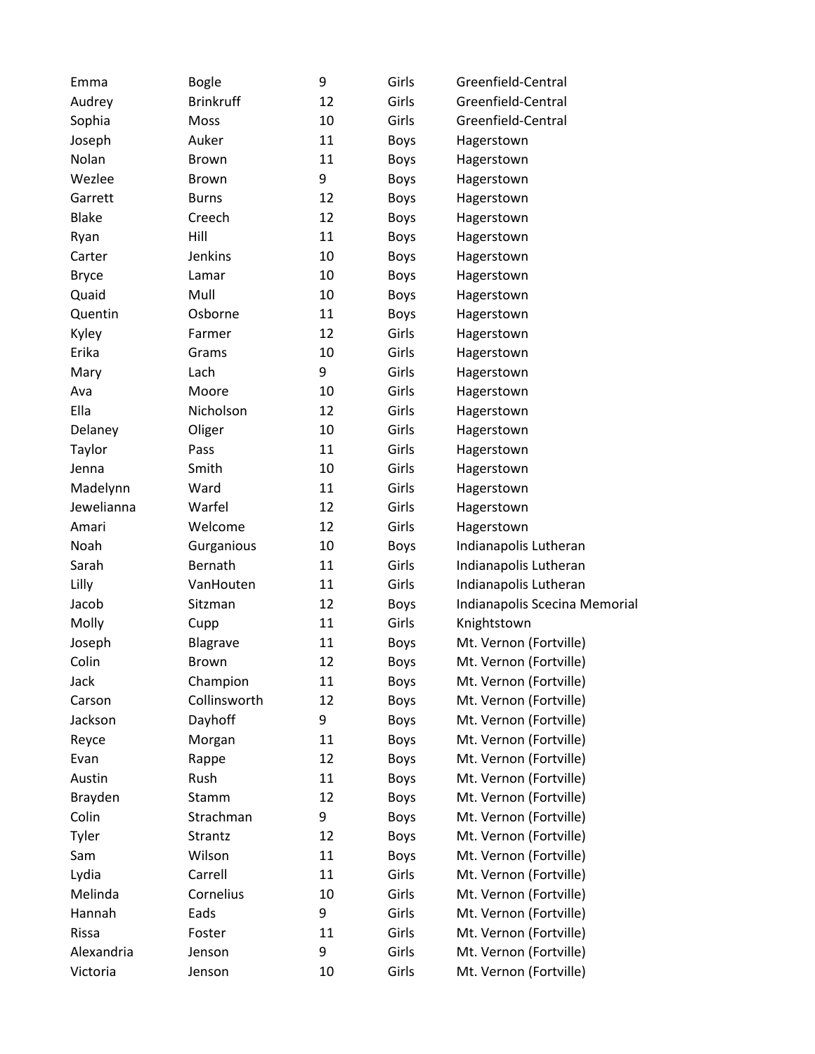| | | | | |
|---|---|---|---|---|
| Emma | Bogle | 9 | Girls | Greenfield-Central |
| Audrey | Brinkruff | 12 | Girls | Greenfield-Central |
| Sophia | Moss | 10 | Girls | Greenfield-Central |
| Joseph | Auker | 11 | Boys | Hagerstown |
| Nolan | Brown | 11 | Boys | Hagerstown |
| Wezlee | Brown | 9 | Boys | Hagerstown |
| Garrett | Burns | 12 | Boys | Hagerstown |
| Blake | Creech | 12 | Boys | Hagerstown |
| Ryan | Hill | 11 | Boys | Hagerstown |
| Carter | Jenkins | 10 | Boys | Hagerstown |
| Bryce | Lamar | 10 | Boys | Hagerstown |
| Quaid | Mull | 10 | Boys | Hagerstown |
| Quentin | Osborne | 11 | Boys | Hagerstown |
| Kyley | Farmer | 12 | Girls | Hagerstown |
| Erika | Grams | 10 | Girls | Hagerstown |
| Mary | Lach | 9 | Girls | Hagerstown |
| Ava | Moore | 10 | Girls | Hagerstown |
| Ella | Nicholson | 12 | Girls | Hagerstown |
| Delaney | Oliger | 10 | Girls | Hagerstown |
| Taylor | Pass | 11 | Girls | Hagerstown |
| Jenna | Smith | 10 | Girls | Hagerstown |
| Madelynn | Ward | 11 | Girls | Hagerstown |
| Jewelianna | Warfel | 12 | Girls | Hagerstown |
| Amari | Welcome | 12 | Girls | Hagerstown |
| Noah | Gurganious | 10 | Boys | Indianapolis Lutheran |
| Sarah | Bernath | 11 | Girls | Indianapolis Lutheran |
| Lilly | VanHouten | 11 | Girls | Indianapolis Lutheran |
| Jacob | Sitzman | 12 | Boys | Indianapolis Scecina Memorial |
| Molly | Cupp | 11 | Girls | Knightstown |
| Joseph | Blagrave | 11 | Boys | Mt. Vernon (Fortville) |
| Colin | Brown | 12 | Boys | Mt. Vernon (Fortville) |
| Jack | Champion | 11 | Boys | Mt. Vernon (Fortville) |
| Carson | Collinsworth | 12 | Boys | Mt. Vernon (Fortville) |
| Jackson | Dayhoff | 9 | Boys | Mt. Vernon (Fortville) |
| Reyce | Morgan | 11 | Boys | Mt. Vernon (Fortville) |
| Evan | Rappe | 12 | Boys | Mt. Vernon (Fortville) |
| Austin | Rush | 11 | Boys | Mt. Vernon (Fortville) |
| Brayden | Stamm | 12 | Boys | Mt. Vernon (Fortville) |
| Colin | Strachman | 9 | Boys | Mt. Vernon (Fortville) |
| Tyler | Strantz | 12 | Boys | Mt. Vernon (Fortville) |
| Sam | Wilson | 11 | Boys | Mt. Vernon (Fortville) |
| Lydia | Carrell | 11 | Girls | Mt. Vernon (Fortville) |
| Melinda | Cornelius | 10 | Girls | Mt. Vernon (Fortville) |
| Hannah | Eads | 9 | Girls | Mt. Vernon (Fortville) |
| Rissa | Foster | 11 | Girls | Mt. Vernon (Fortville) |
| Alexandria | Jenson | 9 | Girls | Mt. Vernon (Fortville) |
| Victoria | Jenson | 10 | Girls | Mt. Vernon (Fortville) |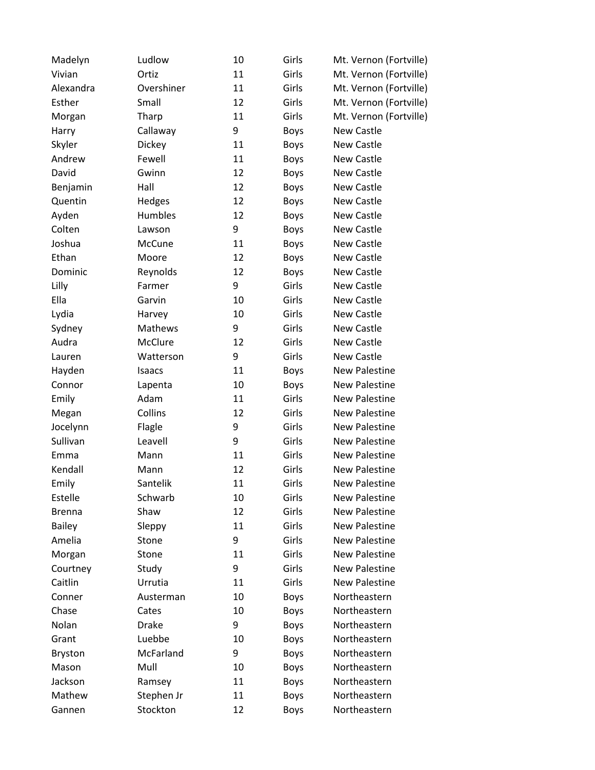| | | | | |
|---|---|---|---|---|
| Madelyn | Ludlow | 10 | Girls | Mt. Vernon (Fortville) |
| Vivian | Ortiz | 11 | Girls | Mt. Vernon (Fortville) |
| Alexandra | Overshiner | 11 | Girls | Mt. Vernon (Fortville) |
| Esther | Small | 12 | Girls | Mt. Vernon (Fortville) |
| Morgan | Tharp | 11 | Girls | Mt. Vernon (Fortville) |
| Harry | Callaway | 9 | Boys | New Castle |
| Skyler | Dickey | 11 | Boys | New Castle |
| Andrew | Fewell | 11 | Boys | New Castle |
| David | Gwinn | 12 | Boys | New Castle |
| Benjamin | Hall | 12 | Boys | New Castle |
| Quentin | Hedges | 12 | Boys | New Castle |
| Ayden | Humbles | 12 | Boys | New Castle |
| Colten | Lawson | 9 | Boys | New Castle |
| Joshua | McCune | 11 | Boys | New Castle |
| Ethan | Moore | 12 | Boys | New Castle |
| Dominic | Reynolds | 12 | Boys | New Castle |
| Lilly | Farmer | 9 | Girls | New Castle |
| Ella | Garvin | 10 | Girls | New Castle |
| Lydia | Harvey | 10 | Girls | New Castle |
| Sydney | Mathews | 9 | Girls | New Castle |
| Audra | McClure | 12 | Girls | New Castle |
| Lauren | Watterson | 9 | Girls | New Castle |
| Hayden | Isaacs | 11 | Boys | New Palestine |
| Connor | Lapenta | 10 | Boys | New Palestine |
| Emily | Adam | 11 | Girls | New Palestine |
| Megan | Collins | 12 | Girls | New Palestine |
| Jocelynn | Flagle | 9 | Girls | New Palestine |
| Sullivan | Leavell | 9 | Girls | New Palestine |
| Emma | Mann | 11 | Girls | New Palestine |
| Kendall | Mann | 12 | Girls | New Palestine |
| Emily | Santelik | 11 | Girls | New Palestine |
| Estelle | Schwarb | 10 | Girls | New Palestine |
| Brenna | Shaw | 12 | Girls | New Palestine |
| Bailey | Sleppy | 11 | Girls | New Palestine |
| Amelia | Stone | 9 | Girls | New Palestine |
| Morgan | Stone | 11 | Girls | New Palestine |
| Courtney | Study | 9 | Girls | New Palestine |
| Caitlin | Urrutia | 11 | Girls | New Palestine |
| Conner | Austerman | 10 | Boys | Northeastern |
| Chase | Cates | 10 | Boys | Northeastern |
| Nolan | Drake | 9 | Boys | Northeastern |
| Grant | Luebbe | 10 | Boys | Northeastern |
| Bryston | McFarland | 9 | Boys | Northeastern |
| Mason | Mull | 10 | Boys | Northeastern |
| Jackson | Ramsey | 11 | Boys | Northeastern |
| Mathew | Stephen Jr | 11 | Boys | Northeastern |
| Gannen | Stockton | 12 | Boys | Northeastern |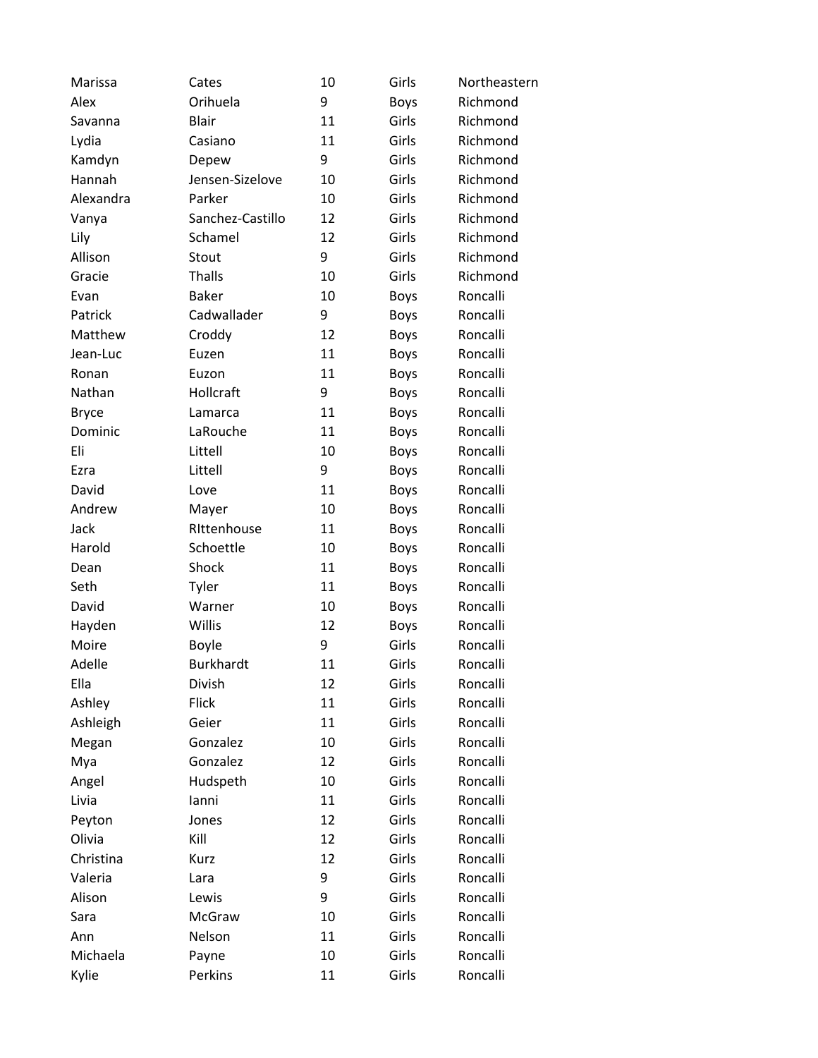| | | | | |
|---|---|---|---|---|
| Marissa | Cates | 10 | Girls | Northeastern |
| Alex | Orihuela | 9 | Boys | Richmond |
| Savanna | Blair | 11 | Girls | Richmond |
| Lydia | Casiano | 11 | Girls | Richmond |
| Kamdyn | Depew | 9 | Girls | Richmond |
| Hannah | Jensen-Sizelove | 10 | Girls | Richmond |
| Alexandra | Parker | 10 | Girls | Richmond |
| Vanya | Sanchez-Castillo | 12 | Girls | Richmond |
| Lily | Schamel | 12 | Girls | Richmond |
| Allison | Stout | 9 | Girls | Richmond |
| Gracie | Thalls | 10 | Girls | Richmond |
| Evan | Baker | 10 | Boys | Roncalli |
| Patrick | Cadwallader | 9 | Boys | Roncalli |
| Matthew | Croddy | 12 | Boys | Roncalli |
| Jean-Luc | Euzen | 11 | Boys | Roncalli |
| Ronan | Euzon | 11 | Boys | Roncalli |
| Nathan | Hollcraft | 9 | Boys | Roncalli |
| Bryce | Lamarca | 11 | Boys | Roncalli |
| Dominic | LaRouche | 11 | Boys | Roncalli |
| Eli | Littell | 10 | Boys | Roncalli |
| Ezra | Littell | 9 | Boys | Roncalli |
| David | Love | 11 | Boys | Roncalli |
| Andrew | Mayer | 10 | Boys | Roncalli |
| Jack | RIttenhouse | 11 | Boys | Roncalli |
| Harold | Schoettle | 10 | Boys | Roncalli |
| Dean | Shock | 11 | Boys | Roncalli |
| Seth | Tyler | 11 | Boys | Roncalli |
| David | Warner | 10 | Boys | Roncalli |
| Hayden | Willis | 12 | Boys | Roncalli |
| Moire | Boyle | 9 | Girls | Roncalli |
| Adelle | Burkhardt | 11 | Girls | Roncalli |
| Ella | Divish | 12 | Girls | Roncalli |
| Ashley | Flick | 11 | Girls | Roncalli |
| Ashleigh | Geier | 11 | Girls | Roncalli |
| Megan | Gonzalez | 10 | Girls | Roncalli |
| Mya | Gonzalez | 12 | Girls | Roncalli |
| Angel | Hudspeth | 10 | Girls | Roncalli |
| Livia | Ianni | 11 | Girls | Roncalli |
| Peyton | Jones | 12 | Girls | Roncalli |
| Olivia | Kill | 12 | Girls | Roncalli |
| Christina | Kurz | 12 | Girls | Roncalli |
| Valeria | Lara | 9 | Girls | Roncalli |
| Alison | Lewis | 9 | Girls | Roncalli |
| Sara | McGraw | 10 | Girls | Roncalli |
| Ann | Nelson | 11 | Girls | Roncalli |
| Michaela | Payne | 10 | Girls | Roncalli |
| Kylie | Perkins | 11 | Girls | Roncalli |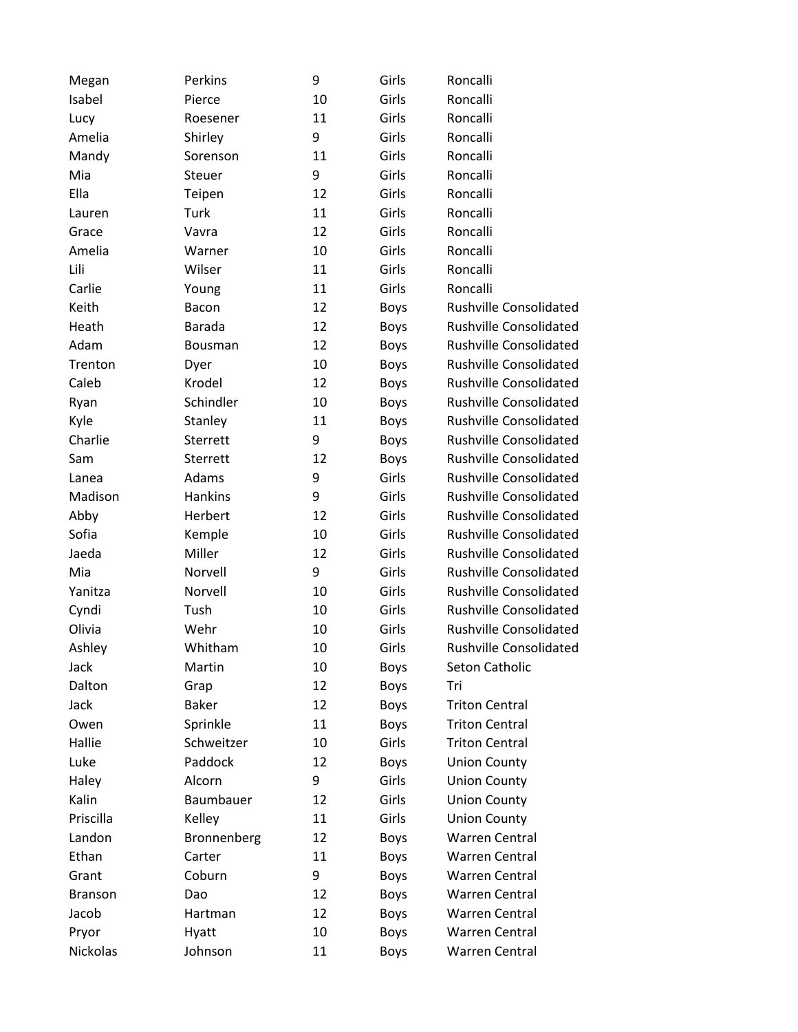| | | | | |
|---|---|---|---|---|
| Megan | Perkins | 9 | Girls | Roncalli |
| Isabel | Pierce | 10 | Girls | Roncalli |
| Lucy | Roesener | 11 | Girls | Roncalli |
| Amelia | Shirley | 9 | Girls | Roncalli |
| Mandy | Sorenson | 11 | Girls | Roncalli |
| Mia | Steuer | 9 | Girls | Roncalli |
| Ella | Teipen | 12 | Girls | Roncalli |
| Lauren | Turk | 11 | Girls | Roncalli |
| Grace | Vavra | 12 | Girls | Roncalli |
| Amelia | Warner | 10 | Girls | Roncalli |
| Lili | Wilser | 11 | Girls | Roncalli |
| Carlie | Young | 11 | Girls | Roncalli |
| Keith | Bacon | 12 | Boys | Rushville Consolidated |
| Heath | Barada | 12 | Boys | Rushville Consolidated |
| Adam | Bousman | 12 | Boys | Rushville Consolidated |
| Trenton | Dyer | 10 | Boys | Rushville Consolidated |
| Caleb | Krodel | 12 | Boys | Rushville Consolidated |
| Ryan | Schindler | 10 | Boys | Rushville Consolidated |
| Kyle | Stanley | 11 | Boys | Rushville Consolidated |
| Charlie | Sterrett | 9 | Boys | Rushville Consolidated |
| Sam | Sterrett | 12 | Boys | Rushville Consolidated |
| Lanea | Adams | 9 | Girls | Rushville Consolidated |
| Madison | Hankins | 9 | Girls | Rushville Consolidated |
| Abby | Herbert | 12 | Girls | Rushville Consolidated |
| Sofia | Kemple | 10 | Girls | Rushville Consolidated |
| Jaeda | Miller | 12 | Girls | Rushville Consolidated |
| Mia | Norvell | 9 | Girls | Rushville Consolidated |
| Yanitza | Norvell | 10 | Girls | Rushville Consolidated |
| Cyndi | Tush | 10 | Girls | Rushville Consolidated |
| Olivia | Wehr | 10 | Girls | Rushville Consolidated |
| Ashley | Whitham | 10 | Girls | Rushville Consolidated |
| Jack | Martin | 10 | Boys | Seton Catholic |
| Dalton | Grap | 12 | Boys | Tri |
| Jack | Baker | 12 | Boys | Triton Central |
| Owen | Sprinkle | 11 | Boys | Triton Central |
| Hallie | Schweitzer | 10 | Girls | Triton Central |
| Luke | Paddock | 12 | Boys | Union County |
| Haley | Alcorn | 9 | Girls | Union County |
| Kalin | Baumbauer | 12 | Girls | Union County |
| Priscilla | Kelley | 11 | Girls | Union County |
| Landon | Bronnenberg | 12 | Boys | Warren Central |
| Ethan | Carter | 11 | Boys | Warren Central |
| Grant | Coburn | 9 | Boys | Warren Central |
| Branson | Dao | 12 | Boys | Warren Central |
| Jacob | Hartman | 12 | Boys | Warren Central |
| Pryor | Hyatt | 10 | Boys | Warren Central |
| Nickolas | Johnson | 11 | Boys | Warren Central |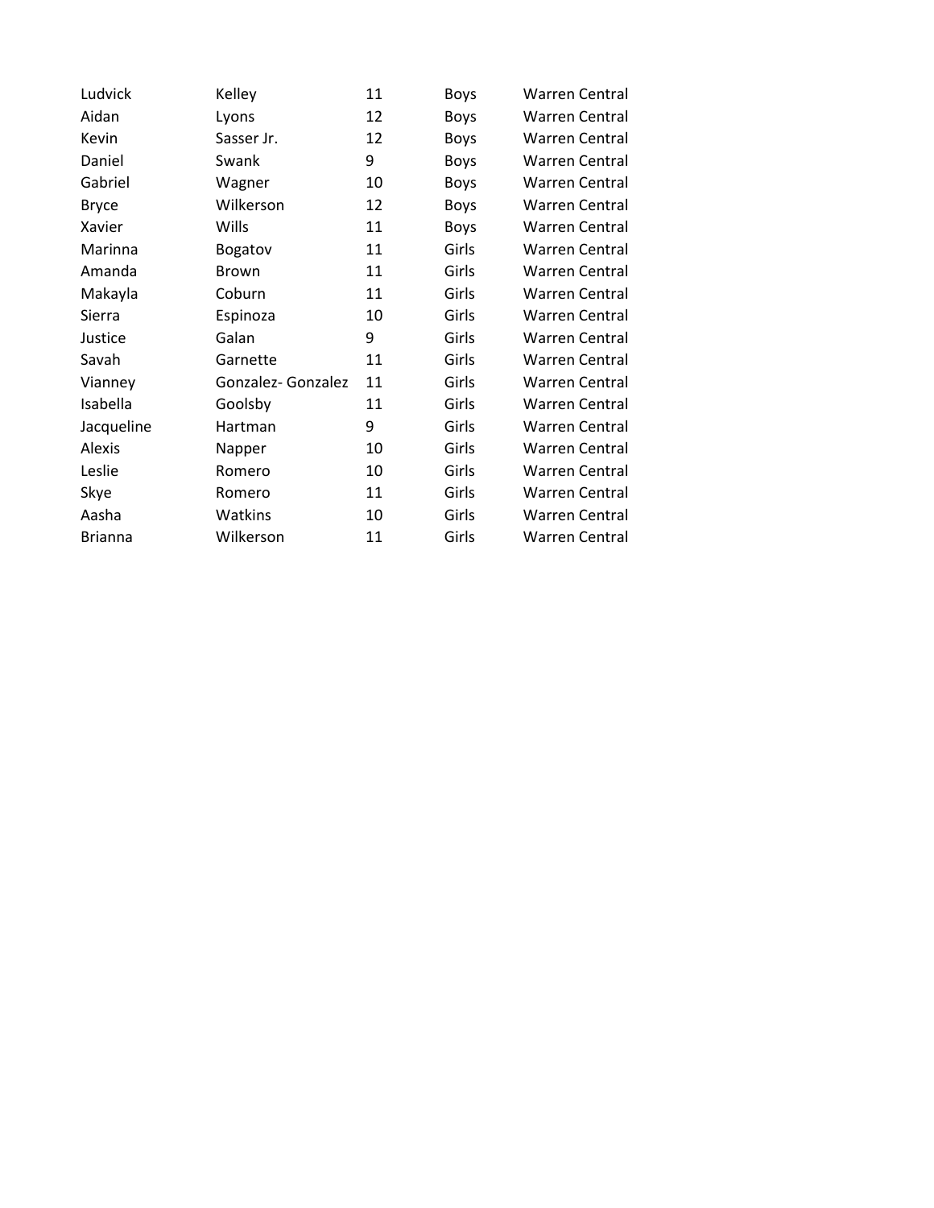| | | | | |
|---|---|---|---|---|
| Ludvick | Kelley | 11 | Boys | Warren Central |
| Aidan | Lyons | 12 | Boys | Warren Central |
| Kevin | Sasser Jr. | 12 | Boys | Warren Central |
| Daniel | Swank | 9 | Boys | Warren Central |
| Gabriel | Wagner | 10 | Boys | Warren Central |
| Bryce | Wilkerson | 12 | Boys | Warren Central |
| Xavier | Wills | 11 | Boys | Warren Central |
| Marinna | Bogatov | 11 | Girls | Warren Central |
| Amanda | Brown | 11 | Girls | Warren Central |
| Makayla | Coburn | 11 | Girls | Warren Central |
| Sierra | Espinoza | 10 | Girls | Warren Central |
| Justice | Galan | 9 | Girls | Warren Central |
| Savah | Garnette | 11 | Girls | Warren Central |
| Vianney | Gonzalez- Gonzalez | 11 | Girls | Warren Central |
| Isabella | Goolsby | 11 | Girls | Warren Central |
| Jacqueline | Hartman | 9 | Girls | Warren Central |
| Alexis | Napper | 10 | Girls | Warren Central |
| Leslie | Romero | 10 | Girls | Warren Central |
| Skye | Romero | 11 | Girls | Warren Central |
| Aasha | Watkins | 10 | Girls | Warren Central |
| Brianna | Wilkerson | 11 | Girls | Warren Central |